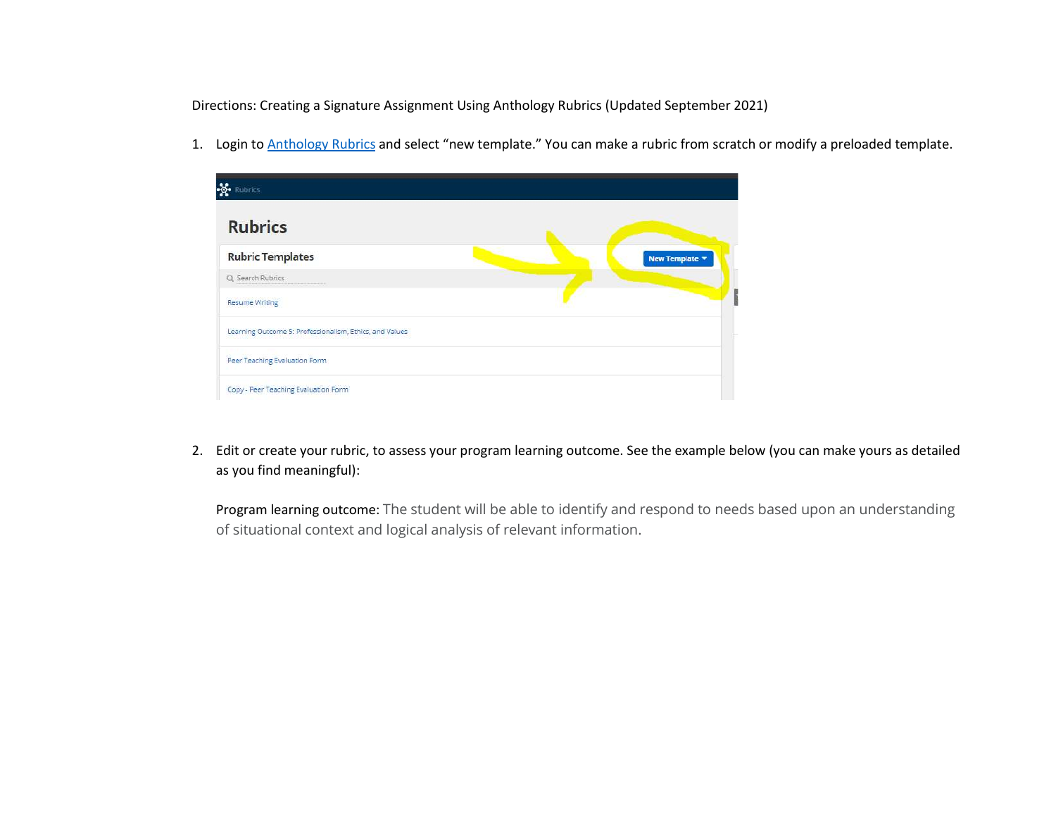Directions: Creating a Signature Assignment Using Anthology Rubrics (Updated September 2021)

1. Login to Anthology Rubrics and select "new template." You can make a rubric from scratch or modify a preloaded template.

2. Edit or create your rubric, to assess your program learning outcome. See the example below (you can make yours as detailed as you find meaningful):

   Program learning outcome: The student will be able to identify and respond to needs based upon an understanding of situational context and logical analysis of relevant information.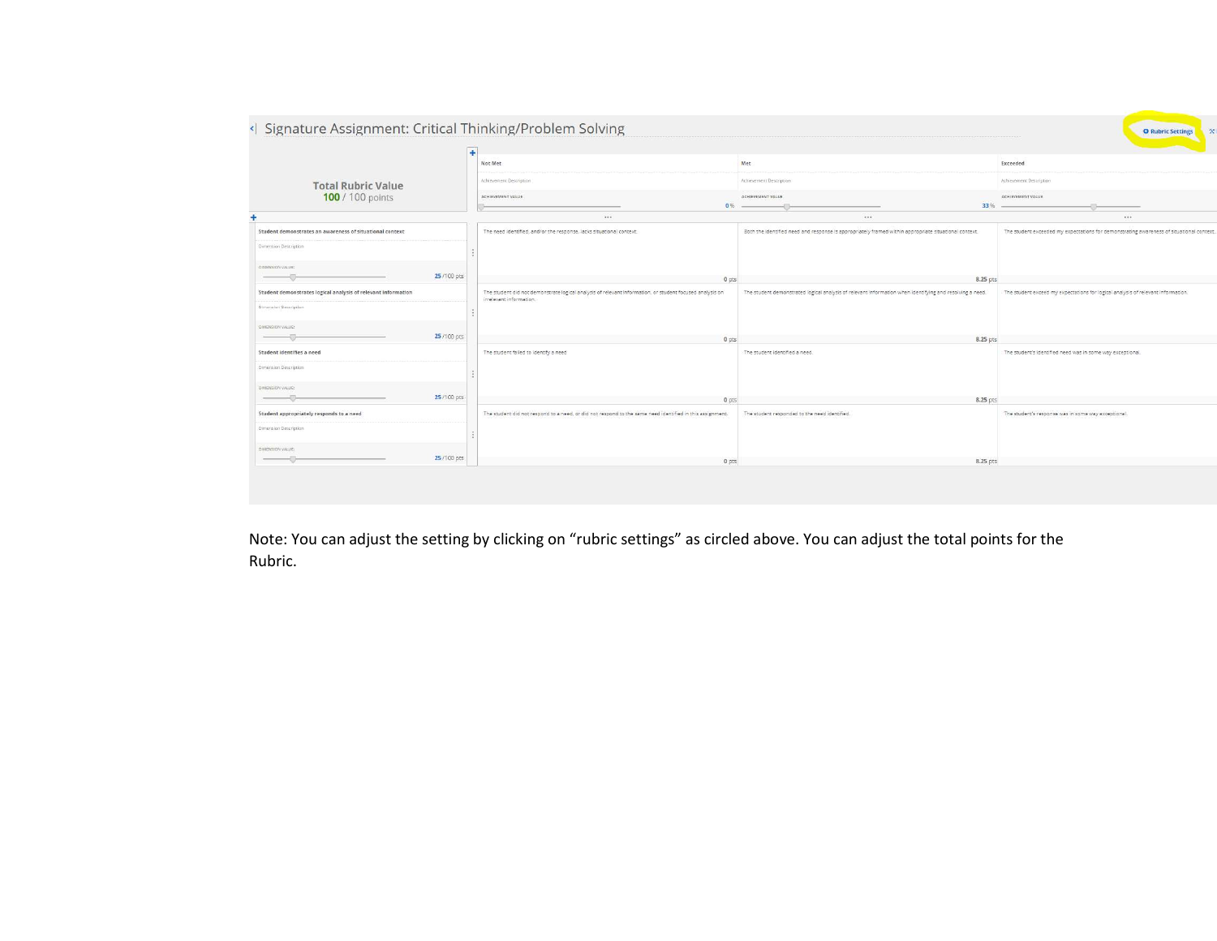# Signature Assignment: Critical Thinking/Problem Solving

Rubric Settings

| Total Rubric Value 100 / 100 points | Not Met | Met | Exceeded |
|---|---|---|---|
| | Achievement Description | Achievement Description | Achievement Description |
| | ACHIEVEMENT VALUE 0% | ACHIEVEMENT VALUE 33% | ACHIEVEMENT VALUE |
| **Student demonstrates an awareness of situational context** Dimension Description DIMENSION VALUE 25 /100 pts | The need identified, and/or the response, lacks situational context. 0 pts | Both the identified need and response is appropriately framed within appropriate situational context. 8.25 pts | The student exceeded my expectations for demonstrating awareness of situational context. |
| **Student demonstrates logical analysis of relevant information** Dimension Description DIMENSION VALUE 25 /100 pts | The student did not demonstrate logical analysis of relevant information, or student focused analysis on irrelevant information. 0 pts | The student demonstrated logical analysis of relevant information when identifying and resolving a need. 8.25 pts | The student exceed my expectations for logical analysis of relevant information. |
| **Student identifies a need** Dimension Description DIMENSION VALUE 25 /100 pts | The student failed to identify a need 0 pts | The student identified a need. 8.25 pts | The student's identified need was in some way exceptional. |
| **Student appropriately responds to a need** Dimension Description DIMENSION VALUE 25 /100 pts | The student did not respond to a need, or did not respond to the same need identified in this assignment. 0 pts | The student responded to the need identified. 8.25 pts | The student's response was in some way exceptional. |

Note: You can adjust the setting by clicking on "rubric settings" as circled above. You can adjust the total points for the Rubric.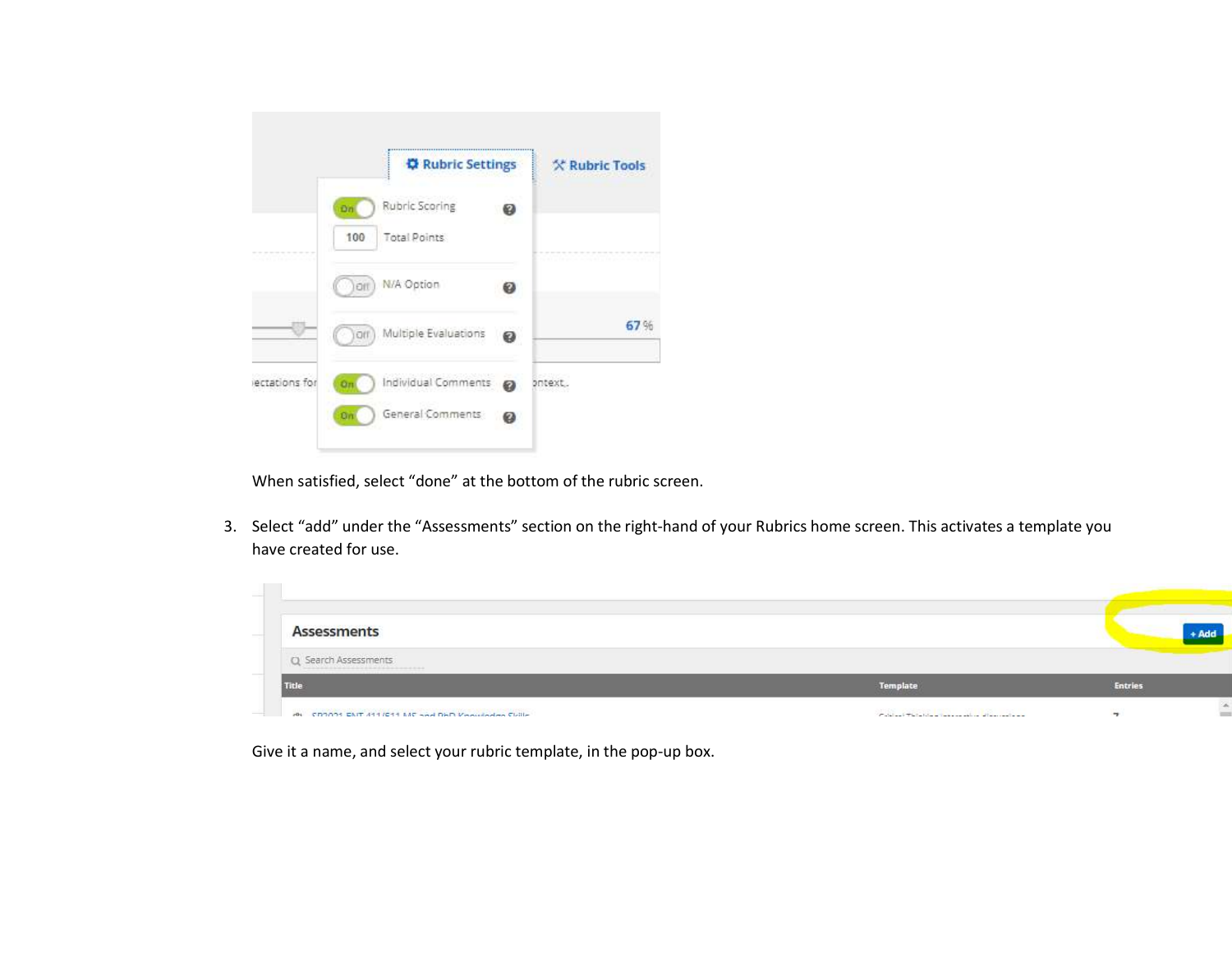When satisfied, select "done" at the bottom of the rubric screen.

3. Select "add" under the "Assessments" section on the right-hand of your Rubrics home screen. This activates a template you have created for use.

Give it a name, and select your rubric template, in the pop-up box.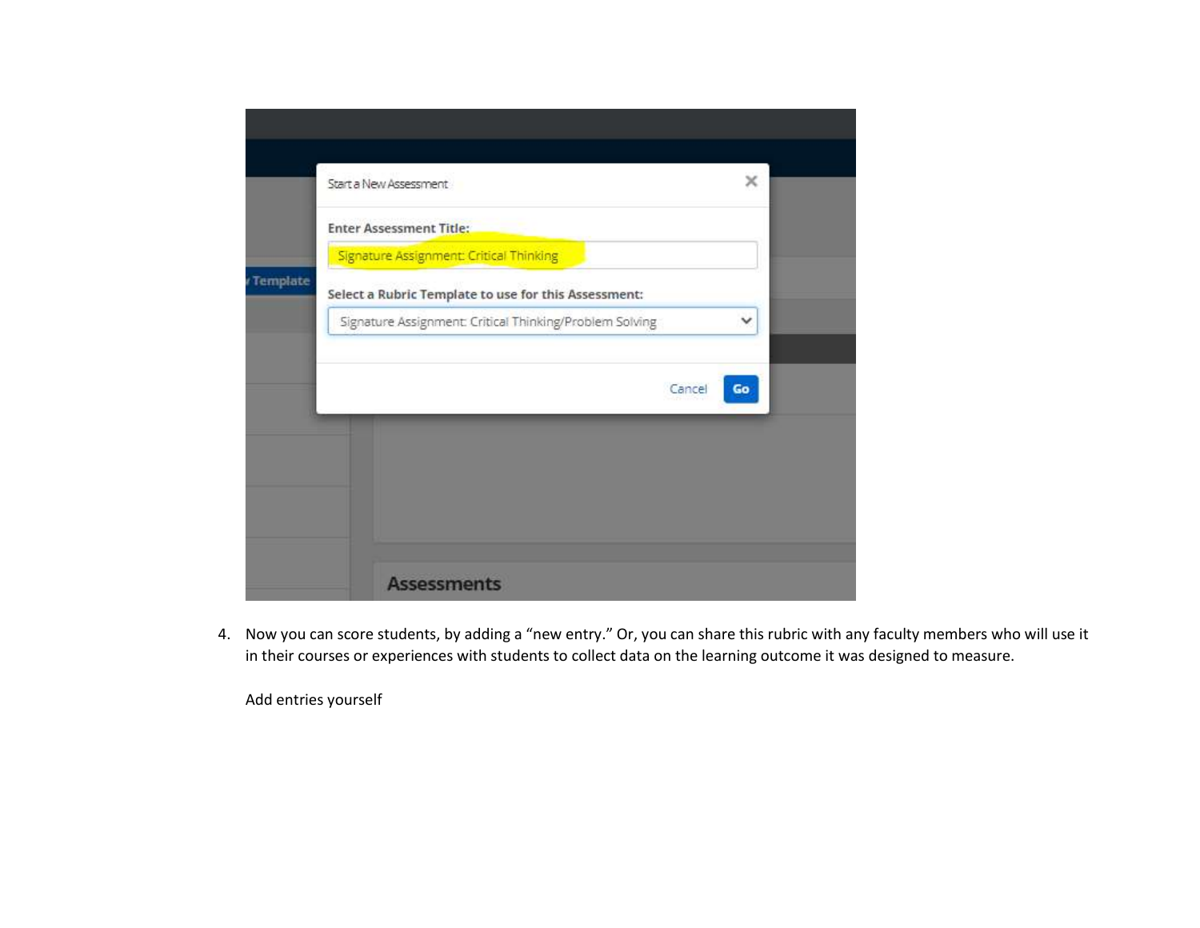4. Now you can score students, by adding a "new entry." Or, you can share this rubric with any faculty members who will use it in their courses or experiences with students to collect data on the learning outcome it was designed to measure.

   Add entries yourself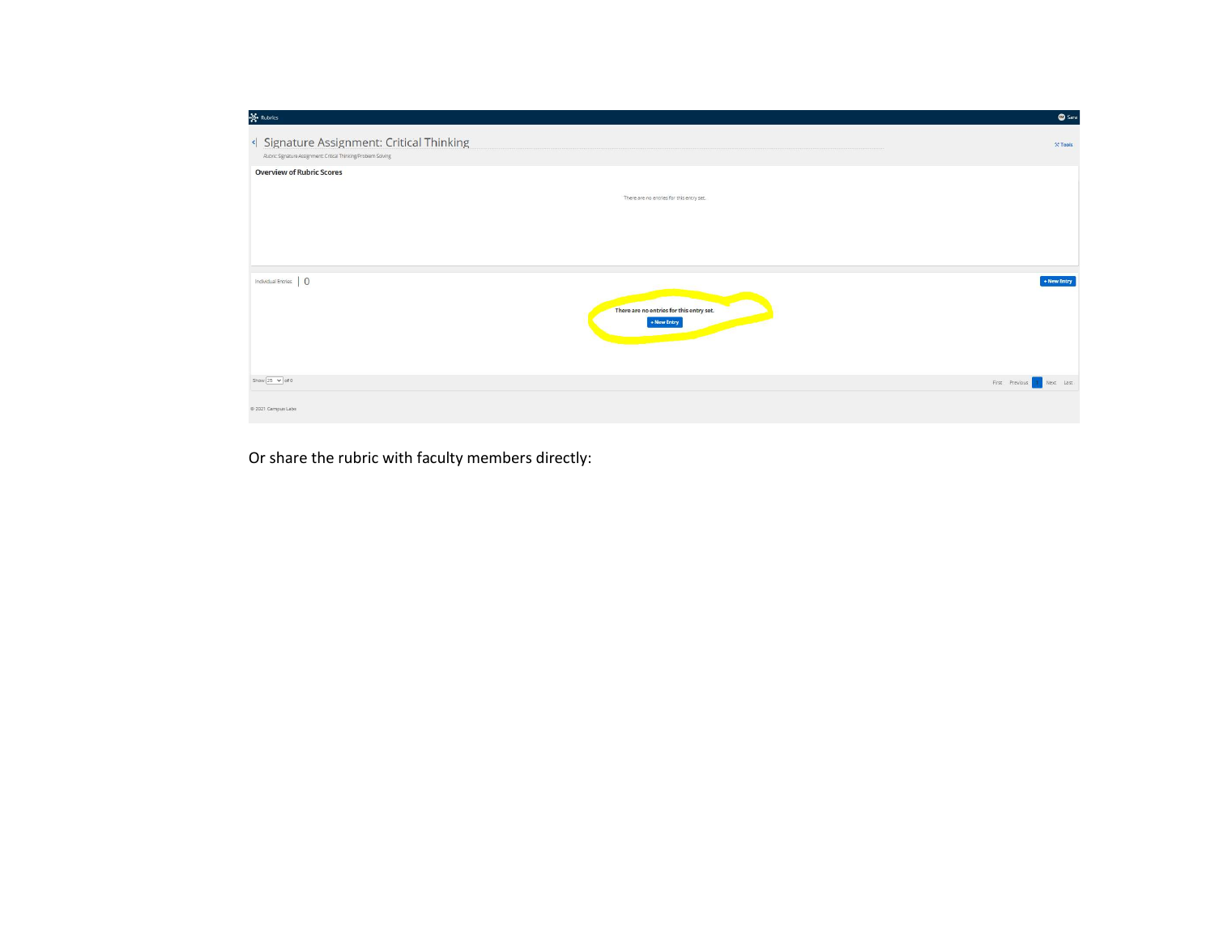Or share the rubric with faculty members directly: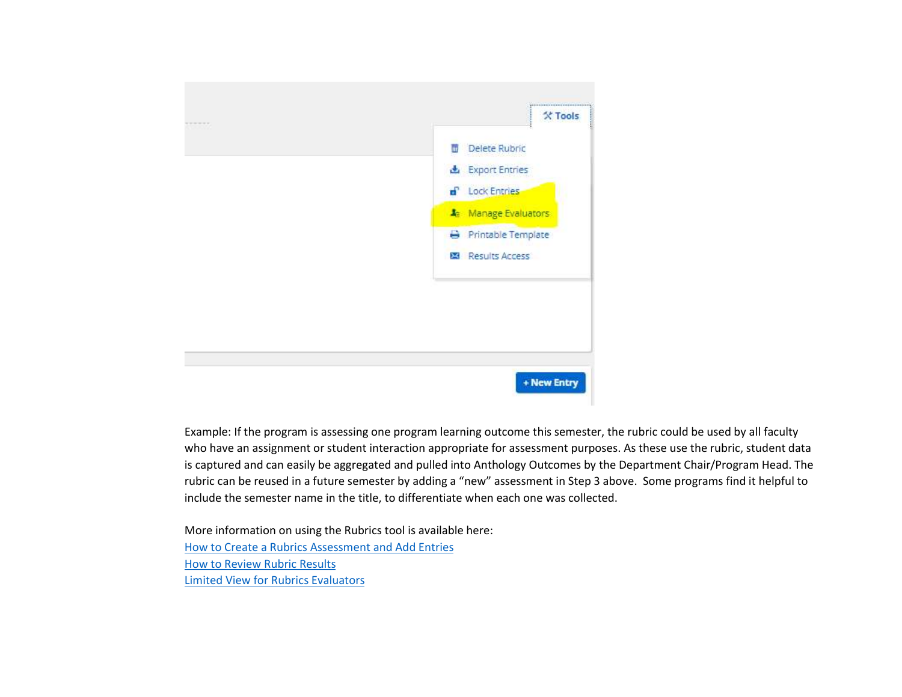Example: If the program is assessing one program learning outcome this semester, the rubric could be used by all faculty who have an assignment or student interaction appropriate for assessment purposes. As these use the rubric, student data is captured and can easily be aggregated and pulled into Anthology Outcomes by the Department Chair/Program Head. The rubric can be reused in a future semester by adding a "new" assessment in Step 3 above. Some programs find it helpful to include the semester name in the title, to differentiate when each one was collected.

More information on using the Rubrics tool is available here:

[How to Create a Rubrics Assessment and Add Entries]()
[How to Review Rubric Results]()
[Limited View for Rubrics Evaluators]()